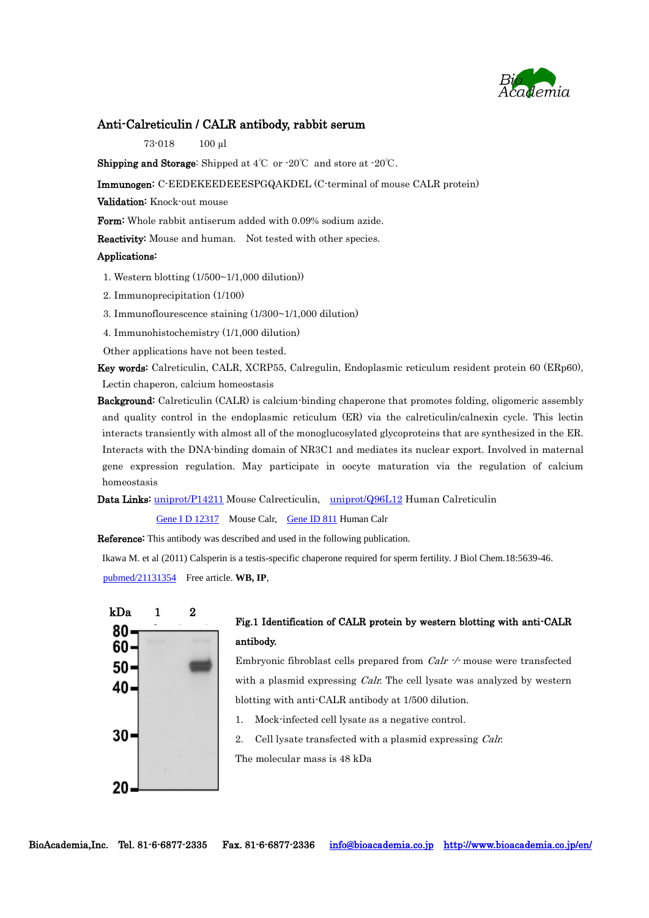# Anti-Calreticulin / CALR antibody, rabbit serum

73-018　　100 µl

**Shipping and Storage**: Shipped at 4℃ or -20℃ and store at -20℃.

**Immunogen**: C-EEDEKEEDEEESPGQAKDEL (C-terminal of mouse CALR protein)

**Validation**: Knock-out mouse

**Form**: Whole rabbit antiserum added with 0.09% sodium azide.

**Reactivity**: Mouse and human.　Not tested with other species.

**Applications**:

1. Western blotting (1/500~1/1,000 dilution))
2. Immunoprecipitation (1/100)
3. Immunoflourescence staining (1/300~1/1,000 dilution)
4. Immunohistochemistry (1/1,000 dilution)

Other applications have not been tested.

**Key words**: Calreticulin, CALR, XCRP55, Calregulin, Endoplasmic reticulum resident protein 60 (ERp60), Lectin chaperon, calcium homeostasis

**Background**: Calreticulin (CALR) is calcium-binding chaperone that promotes folding, oligomeric assembly and quality control in the endoplasmic reticulum (ER) via the calreticulin/calnexin cycle. This lectin interacts transiently with almost all of the monoglucosylated glycoproteins that are synthesized in the ER. Interacts with the DNA-binding domain of NR3C1 and mediates its nuclear export. Involved in maternal gene expression regulation. May participate in oocyte maturation via the regulation of calcium homeostasis

**Data Links**: uniprot/P14211 Mouse Calrecticulin,　uniprot/Q96L12 Human Calreticulin

Gene I D 12317　Mouse Calr,　Gene ID 811 Human Calr

**Reference**: This antibody was described and used in the following publication.

Ikawa M. et al (2011) Calsperin is a testis-specific chaperone required for sperm fertility. J Biol Chem.18:5639-46.

pubmed/21131354　Free article. **WB, IP**,

**Fig.1 Identification of CALR protein by western blotting with anti-CALR antibody.**

Embryonic fibroblast cells prepared from *Calr -/-* mouse were transfected with a plasmid expressing *Calr*. The cell lysate was analyzed by western blotting with anti-CALR antibody at 1/500 dilution.

1. Mock-infected cell lysate as a negative control.
2. Cell lysate transfected with a plasmid expressing *Calr*.

The molecular mass is 48 kDa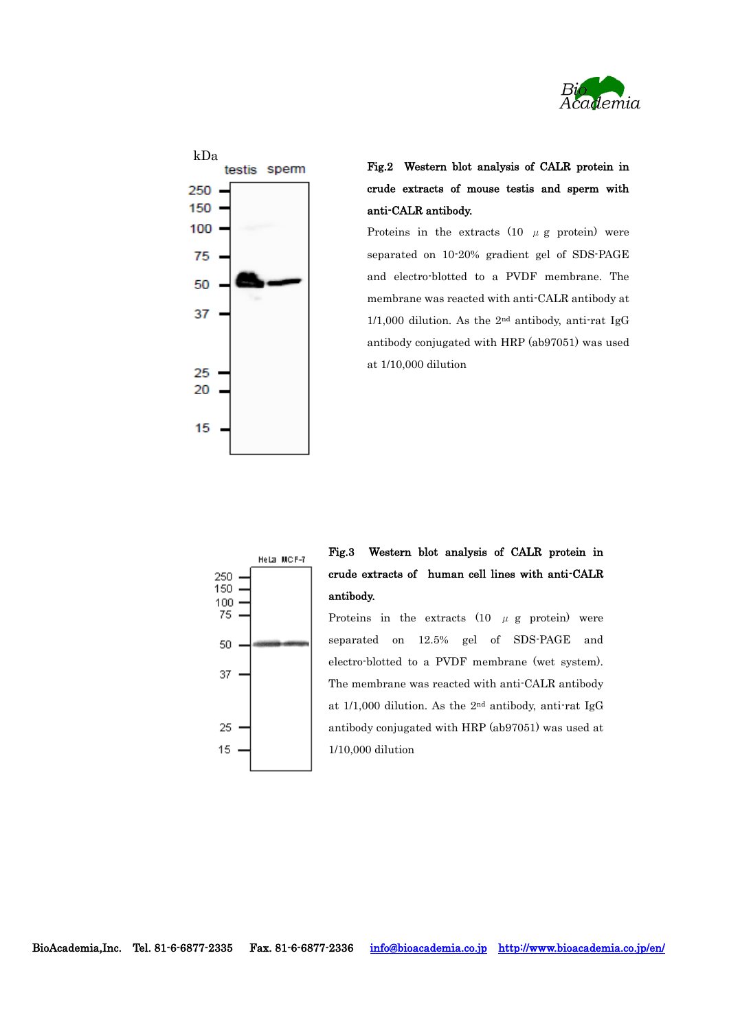**Fig.2 Western blot analysis of CALR protein in crude extracts of mouse testis and sperm with anti-CALR antibody.**

Proteins in the extracts (10 μg protein) were separated on 10-20% gradient gel of SDS-PAGE and electro-blotted to a PVDF membrane. The membrane was reacted with anti-CALR antibody at 1/1,000 dilution. As the 2nd antibody, anti-rat IgG antibody conjugated with HRP (ab97051) was used at 1/10,000 dilution

**Fig.3 Western blot analysis of CALR protein in crude extracts of human cell lines with anti-CALR antibody.**

Proteins in the extracts (10 μg protein) were separated on 12.5% gel of SDS-PAGE and electro-blotted to a PVDF membrane (wet system). The membrane was reacted with anti-CALR antibody at 1/1,000 dilution. As the 2nd antibody, anti-rat IgG antibody conjugated with HRP (ab97051) was used at 1/10,000 dilution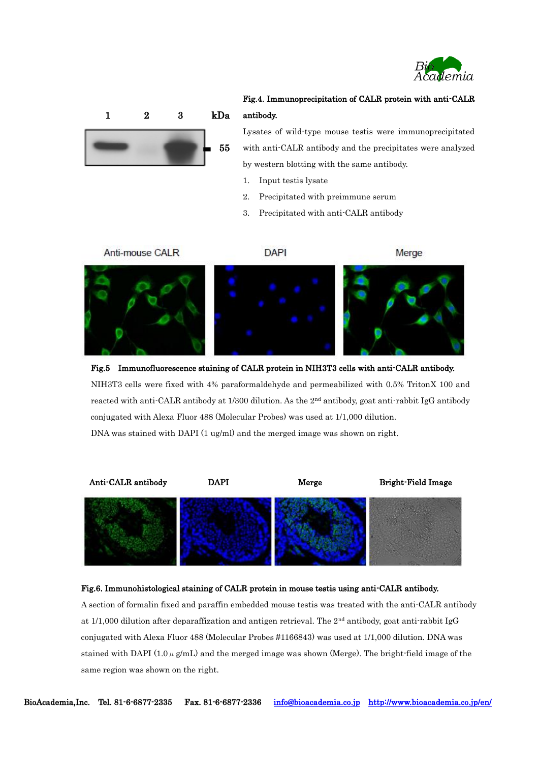1 2 3 kDa

55

**Fig.4. Immunoprecipitation of CALR protein with anti-CALR antibody.**

Lysates of wild-type mouse testis were immunoprecipitated with anti-CALR antibody and the precipitates were analyzed by western blotting with the same antibody.

1. Input testis lysate
2. Precipitated with preimmune serum
3. Precipitated with anti-CALR antibody

Anti-mouse CALR DAPI Merge

**Fig.5 Immunofluorescence staining of CALR protein in NIH3T3 cells with anti-CALR antibody.**

NIH3T3 cells were fixed with 4% paraformaldehyde and permeabilized with 0.5% TritonX 100 and reacted with anti-CALR antibody at 1/300 dilution. As the 2nd antibody, goat anti-rabbit IgG antibody conjugated with Alexa Fluor 488 (Molecular Probes) was used at 1/1,000 dilution.

DNA was stained with DAPI (1 ug/ml) and the merged image was shown on right.

Anti-CALR antibody DAPI Merge Bright-Field Image

**Fig.6. Immunohistological staining of CALR protein in mouse testis using anti-CALR antibody.**

A section of formalin fixed and paraffin embedded mouse testis was treated with the anti-CALR antibody at 1/1,000 dilution after deparaffization and antigen retrieval. The 2nd antibody, goat anti-rabbit IgG conjugated with Alexa Fluor 488 (Molecular Probes #1166843) was used at 1/1,000 dilution. DNA was stained with DAPI (1.0 μg/mL) and the merged image was shown (Merge). The bright-field image of the same region was shown on the right.

BioAcademia,Inc. Tel. 81-6-6877-2335 Fax. 81-6-6877-2336 info@bioacademia.co.jp http://www.bioacademia.co.jp/en/